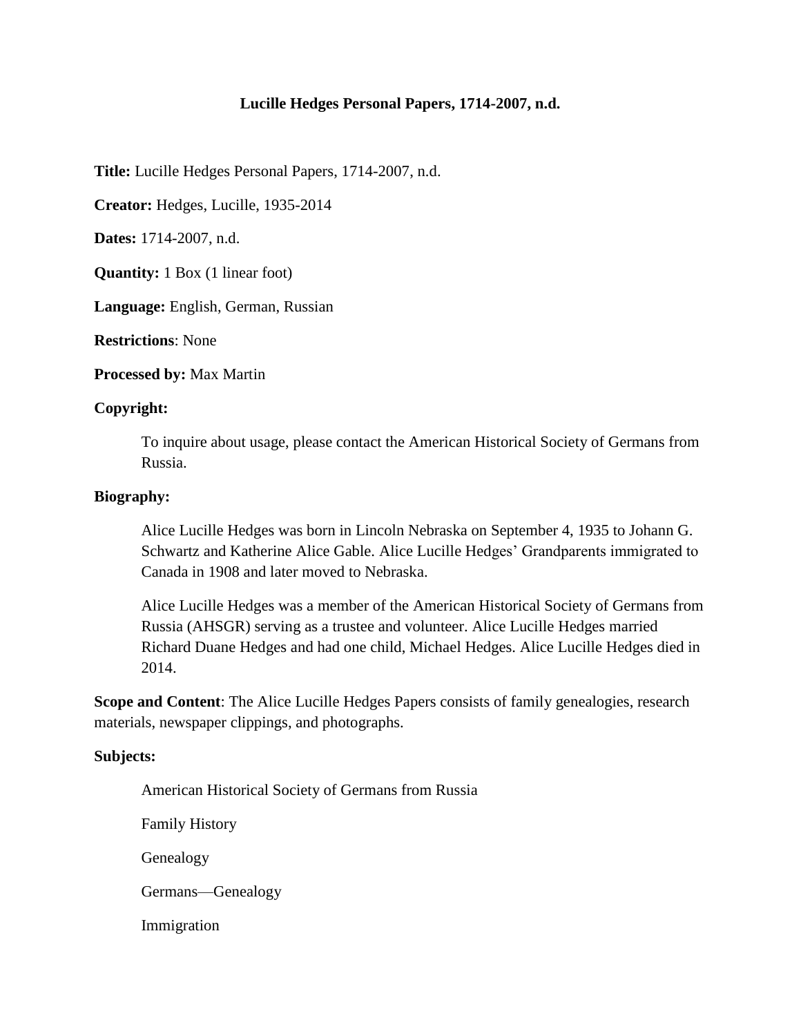# Lucille Hedges Personal Papers, 1714-2007, n.d.

**Title:** Lucille Hedges Personal Papers, 1714-2007, n.d.

**Creator:** Hedges, Lucille, 1935-2014

**Dates:** 1714-2007, n.d.

**Quantity:** 1 Box (1 linear foot)

**Language:** English, German, Russian

**Restrictions**: None

**Processed by:** Max Martin

**Copyright:**

> To inquire about usage, please contact the American Historical Society of Germans from Russia.

**Biography:**

> Alice Lucille Hedges was born in Lincoln Nebraska on September 4, 1935 to Johann G. Schwartz and Katherine Alice Gable. Alice Lucille Hedges' Grandparents immigrated to Canada in 1908 and later moved to Nebraska.
>
> Alice Lucille Hedges was a member of the American Historical Society of Germans from Russia (AHSGR) serving as a trustee and volunteer. Alice Lucille Hedges married Richard Duane Hedges and had one child, Michael Hedges. Alice Lucille Hedges died in 2014.

**Scope and Content**: The Alice Lucille Hedges Papers consists of family genealogies, research materials, newspaper clippings, and photographs.

**Subjects:**

> American Historical Society of Germans from Russia
>
> Family History
>
> Genealogy
>
> Germans—Genealogy
>
> Immigration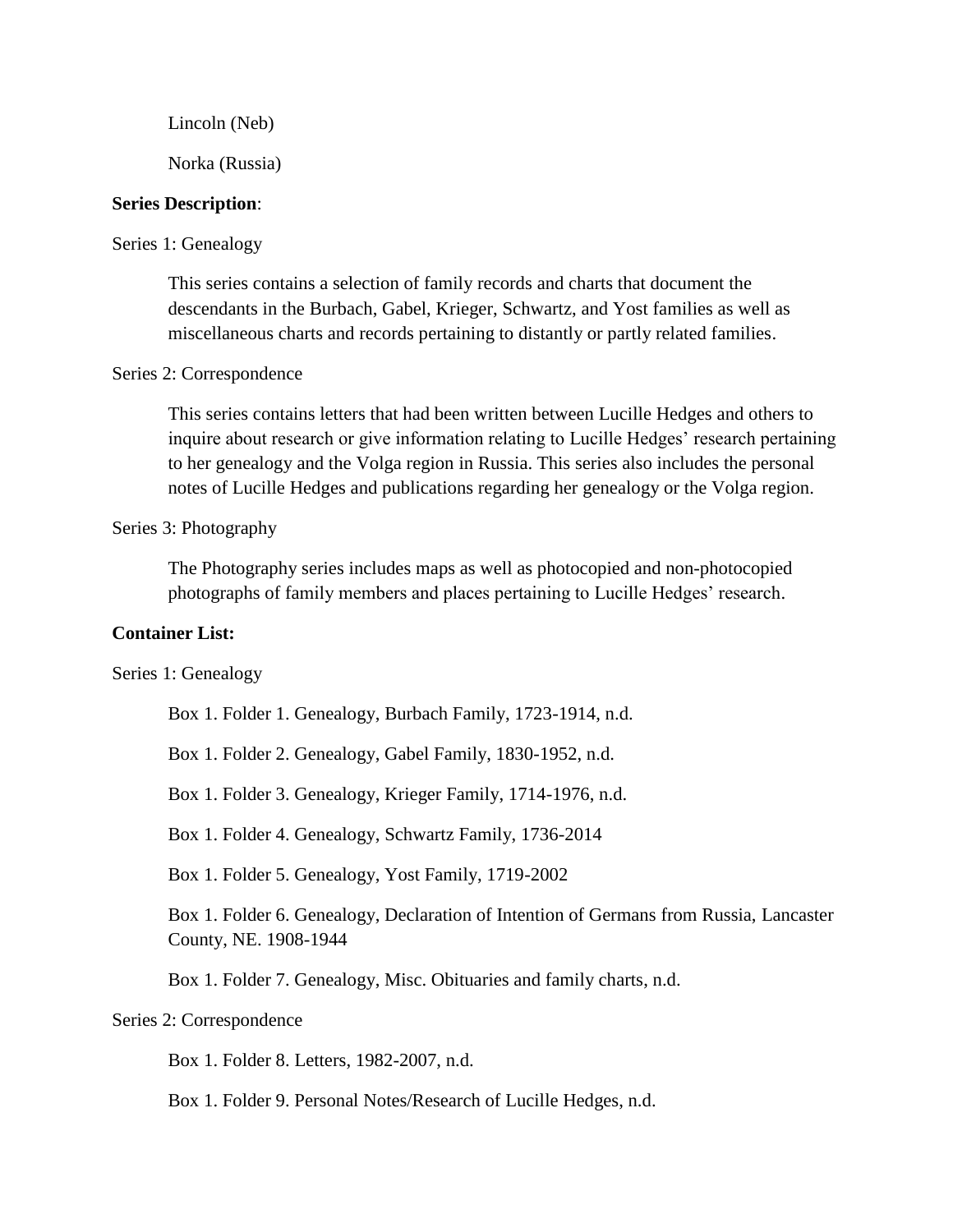Lincoln (Neb)

Norka (Russia)

**Series Description**:

Series 1: Genealogy

This series contains a selection of family records and charts that document the descendants in the Burbach, Gabel, Krieger, Schwartz, and Yost families as well as miscellaneous charts and records pertaining to distantly or partly related families.

Series 2: Correspondence

This series contains letters that had been written between Lucille Hedges and others to inquire about research or give information relating to Lucille Hedges' research pertaining to her genealogy and the Volga region in Russia. This series also includes the personal notes of Lucille Hedges and publications regarding her genealogy or the Volga region.

Series 3: Photography

The Photography series includes maps as well as photocopied and non-photocopied photographs of family members and places pertaining to Lucille Hedges' research.

**Container List:**

Series 1: Genealogy

Box 1. Folder 1. Genealogy, Burbach Family, 1723-1914, n.d.

Box 1. Folder 2. Genealogy, Gabel Family, 1830-1952, n.d.

Box 1. Folder 3. Genealogy, Krieger Family, 1714-1976, n.d.

Box 1. Folder 4. Genealogy, Schwartz Family, 1736-2014

Box 1. Folder 5. Genealogy, Yost Family, 1719-2002

Box 1. Folder 6. Genealogy, Declaration of Intention of Germans from Russia, Lancaster County, NE. 1908-1944

Box 1. Folder 7. Genealogy, Misc. Obituaries and family charts, n.d.

Series 2: Correspondence

Box 1. Folder 8. Letters, 1982-2007, n.d.

Box 1. Folder 9. Personal Notes/Research of Lucille Hedges, n.d.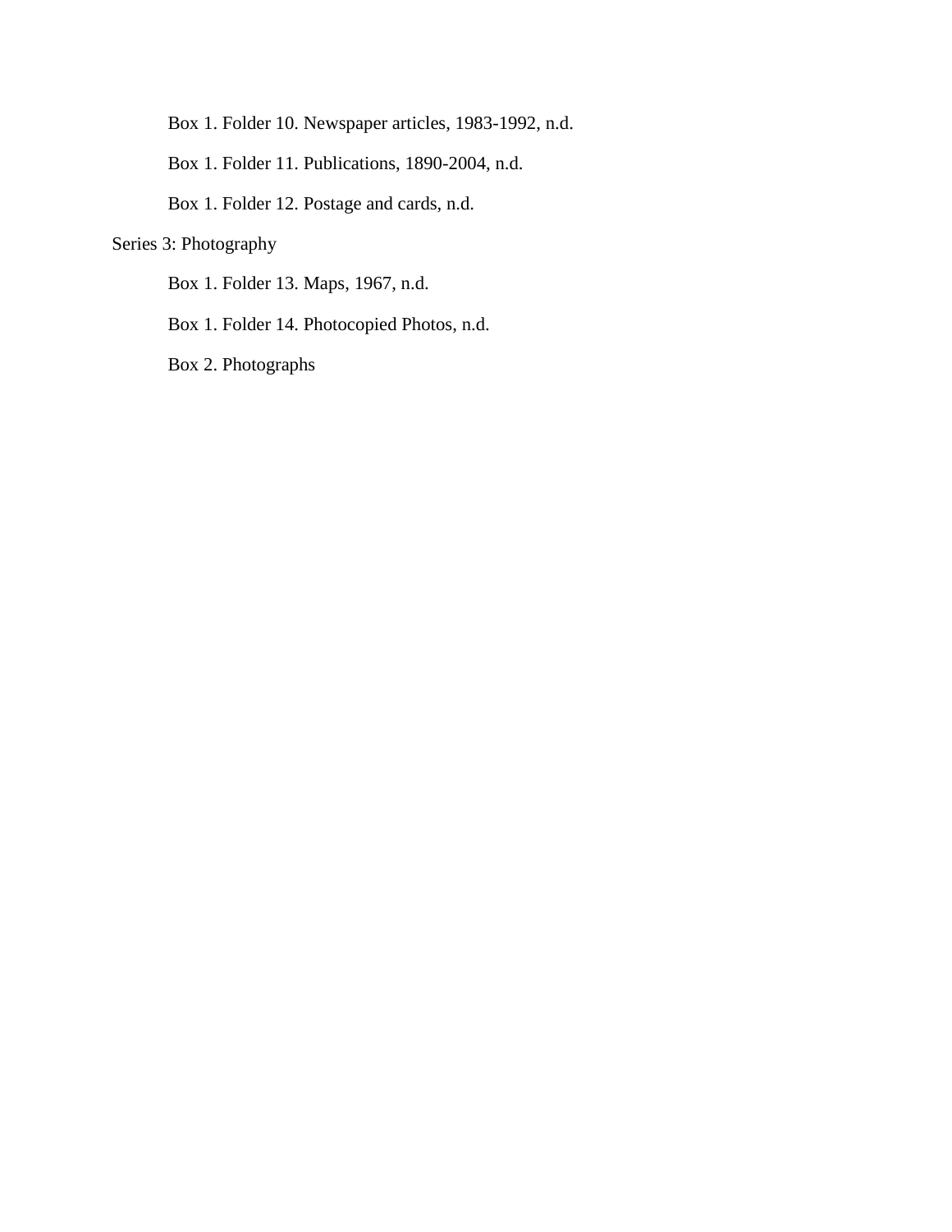Box 1. Folder 10. Newspaper articles, 1983-1992, n.d.

Box 1. Folder 11. Publications, 1890-2004, n.d.

Box 1. Folder 12. Postage and cards, n.d.

Series 3: Photography

Box 1. Folder 13. Maps, 1967, n.d.

Box 1. Folder 14. Photocopied Photos, n.d.

Box 2. Photographs